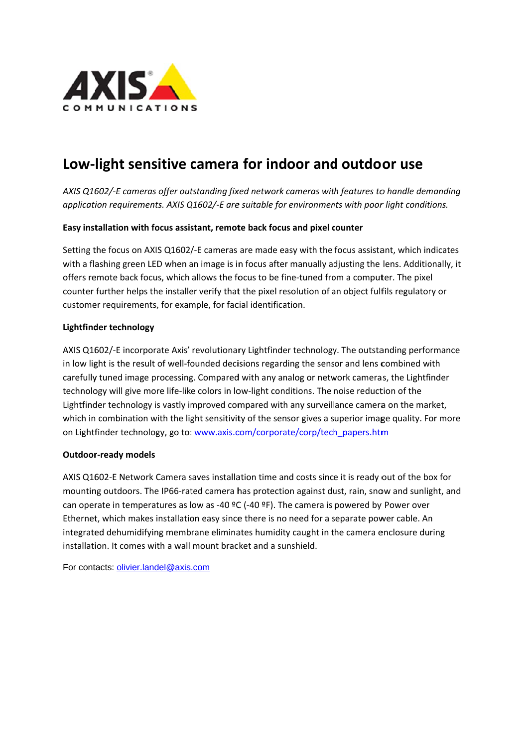AXIS COMMUNICATIONS

# Low-light sensitive camera for indoor and outdoor use

*AXIS Q1602/-E cameras offer outstanding fixed network cameras with features to handle demanding application requirements. AXIS Q1602/-E are suitable for environments with poor light conditions.*

**Easy installation with focus assistant, remote back focus and pixel counter**

Setting the focus on AXIS Q1602/-E cameras are made easy with the focus assistant, which indicates with a flashing green LED when an image is in focus after manually adjusting the lens. Additionally, it offers remote back focus, which allows the focus to be fine-tuned from a computer. The pixel counter further helps the installer verify that the pixel resolution of an object fulfils regulatory or customer requirements, for example, for facial identification.

**Lightfinder technology**

AXIS Q1602/-E incorporate Axis' revolutionary Lightfinder technology. The outstanding performance in low light is the result of well-founded decisions regarding the sensor and lens combined with carefully tuned image processing. Compared with any analog or network cameras, the Lightfinder technology will give more life-like colors in low-light conditions. The noise reduction of the Lightfinder technology is vastly improved compared with any surveillance camera on the market, which in combination with the light sensitivity of the sensor gives a superior image quality. For more on Lightfinder technology, go to: www.axis.com/corporate/corp/tech_papers.htm

**Outdoor-ready models**

AXIS Q1602-E Network Camera saves installation time and costs since it is ready out of the box for mounting outdoors. The IP66-rated camera has protection against dust, rain, snow and sunlight, and can operate in temperatures as low as -40 ºC (-40 ºF). The camera is powered by Power over Ethernet, which makes installation easy since there is no need for a separate power cable. An integrated dehumidifying membrane eliminates humidity caught in the camera enclosure during installation. It comes with a wall mount bracket and a sunshield.

For contacts: olivier.landel@axis.com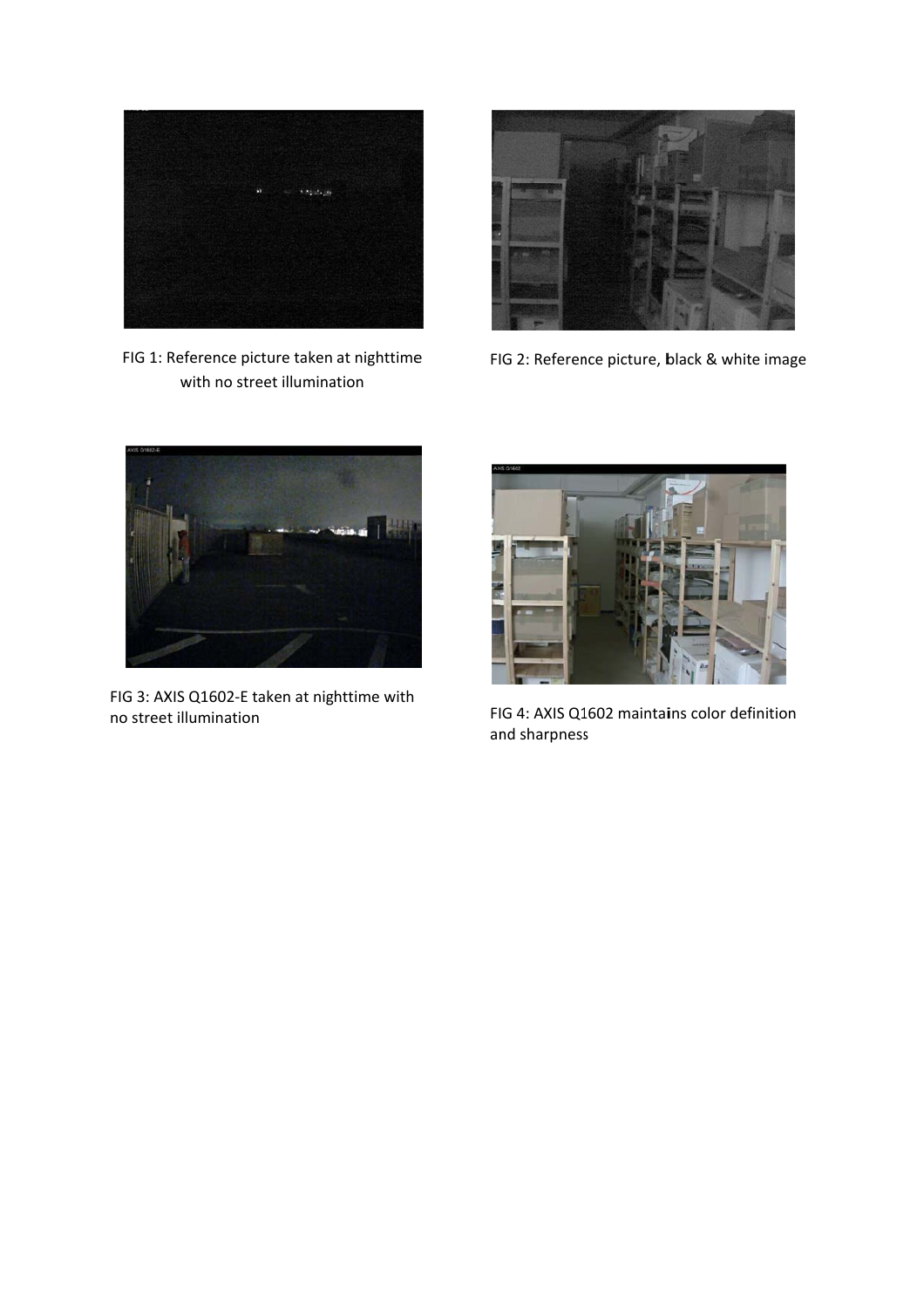FIG 1: Reference picture taken at nighttime with no street illumination

FIG 2: Reference picture, black & white image

FIG 3: AXIS Q1602-E taken at nighttime with no street illumination

FIG 4: AXIS Q1602 maintains color definition and sharpness